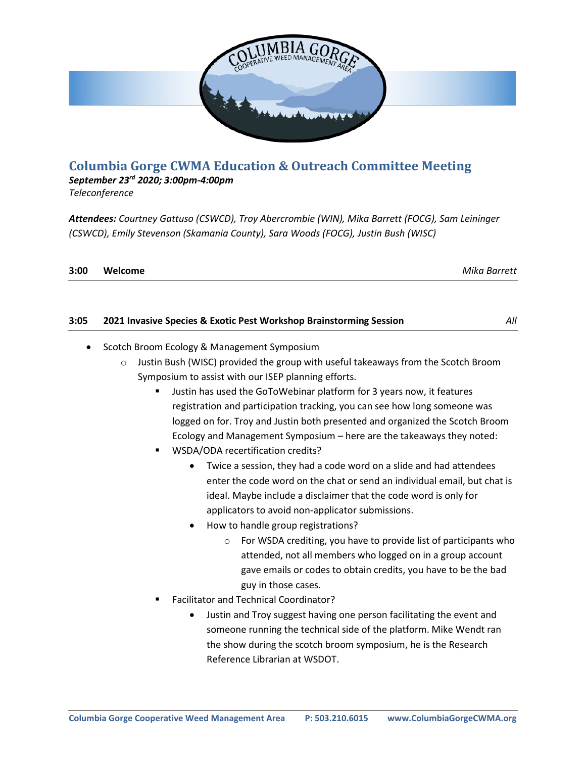# Columbia Gorge CWMA Education & Outreach Committee Meeting

***September 23rd 2020; 3:00pm-4:00pm***

*Teleconference*

***Attendees:*** *Courtney Gattuso (CSWCD), Troy Abercrombie (WIN), Mika Barrett (FOCG), Sam Leininger (CSWCD), Emily Stevenson (Skamania County), Sara Woods (FOCG), Justin Bush (WISC)*

| **3:00** | **Welcome** | *Mika Barrett* |
|---|---|---|

| **3:05** | **2021 Invasive Species & Exotic Pest Workshop Brainstorming Session** | *All* |
|---|---|---|

- Scotch Broom Ecology & Management Symposium
  - Justin Bush (WISC) provided the group with useful takeaways from the Scotch Broom Symposium to assist with our ISEP planning efforts.
    - Justin has used the GoToWebinar platform for 3 years now, it features registration and participation tracking, you can see how long someone was logged on for. Troy and Justin both presented and organized the Scotch Broom Ecology and Management Symposium – here are the takeaways they noted:
    - WSDA/ODA recertification credits?
      - Twice a session, they had a code word on a slide and had attendees enter the code word on the chat or send an individual email, but chat is ideal. Maybe include a disclaimer that the code word is only for applicators to avoid non-applicator submissions.
      - How to handle group registrations?
        - For WSDA crediting, you have to provide list of participants who attended, not all members who logged on in a group account gave emails or codes to obtain credits, you have to be the bad guy in those cases.
    - Facilitator and Technical Coordinator?
      - Justin and Troy suggest having one person facilitating the event and someone running the technical side of the platform. Mike Wendt ran the show during the scotch broom symposium, he is the Research Reference Librarian at WSDOT.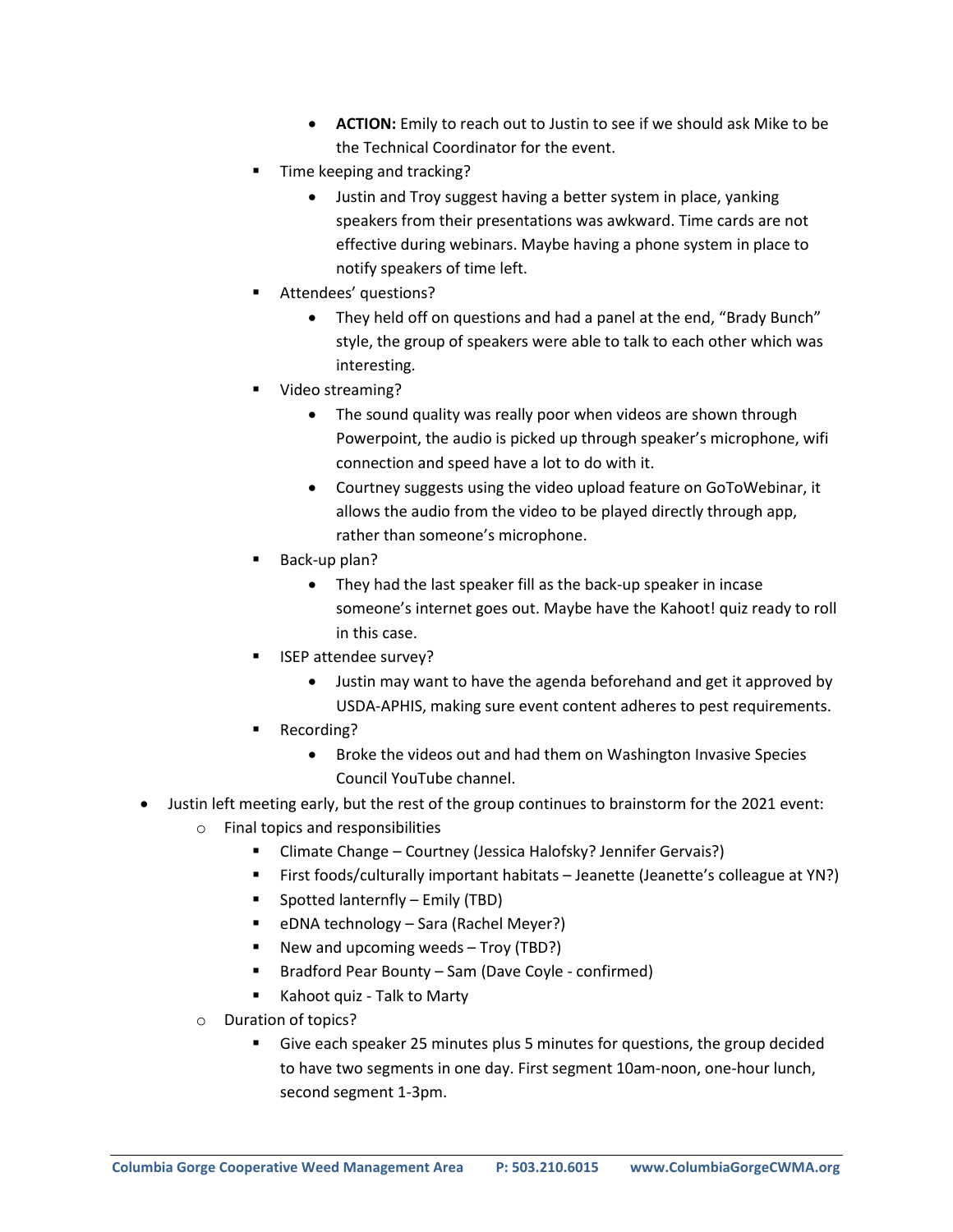- **ACTION:** Emily to reach out to Justin to see if we should ask Mike to be the Technical Coordinator for the event.
    - Time keeping and tracking?
        - Justin and Troy suggest having a better system in place, yanking speakers from their presentations was awkward. Time cards are not effective during webinars. Maybe having a phone system in place to notify speakers of time left.
    - Attendees' questions?
        - They held off on questions and had a panel at the end, "Brady Bunch" style, the group of speakers were able to talk to each other which was interesting.
    - Video streaming?
        - The sound quality was really poor when videos are shown through Powerpoint, the audio is picked up through speaker's microphone, wifi connection and speed have a lot to do with it.
        - Courtney suggests using the video upload feature on GoToWebinar, it allows the audio from the video to be played directly through app, rather than someone's microphone.
    - Back-up plan?
        - They had the last speaker fill as the back-up speaker in incase someone's internet goes out. Maybe have the Kahoot! quiz ready to roll in this case.
    - ISEP attendee survey?
        - Justin may want to have the agenda beforehand and get it approved by USDA-APHIS, making sure event content adheres to pest requirements.
    - Recording?
        - Broke the videos out and had them on Washington Invasive Species Council YouTube channel.
- Justin left meeting early, but the rest of the group continues to brainstorm for the 2021 event:
    - Final topics and responsibilities
        - Climate Change – Courtney (Jessica Halofsky? Jennifer Gervais?)
        - First foods/culturally important habitats – Jeanette (Jeanette's colleague at YN?)
        - Spotted lanternfly – Emily (TBD)
        - eDNA technology – Sara (Rachel Meyer?)
        - New and upcoming weeds – Troy (TBD?)
        - Bradford Pear Bounty – Sam (Dave Coyle - confirmed)
        - Kahoot quiz - Talk to Marty
    - Duration of topics?
        - Give each speaker 25 minutes plus 5 minutes for questions, the group decided to have two segments in one day. First segment 10am-noon, one-hour lunch, second segment 1-3pm.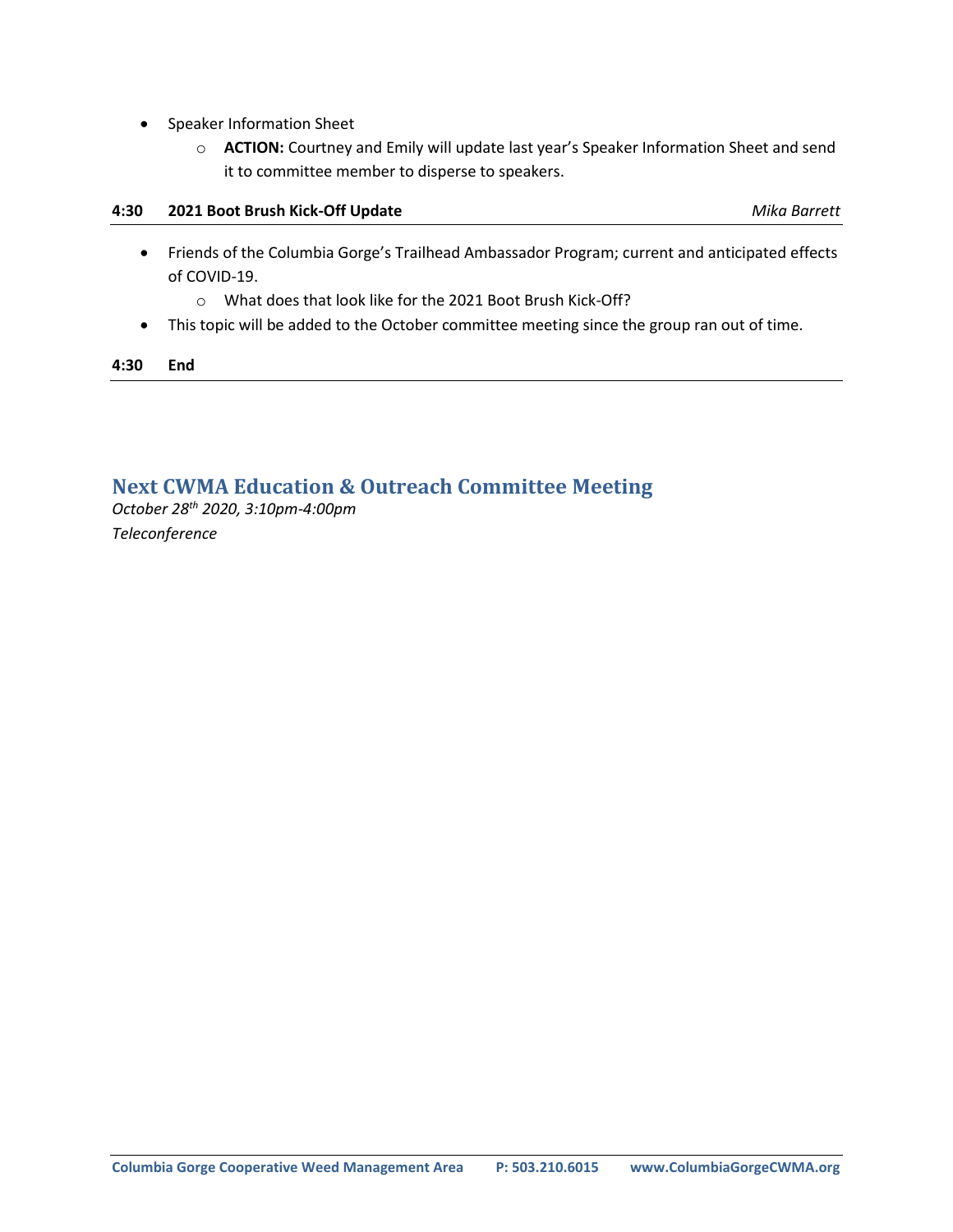- Speaker Information Sheet
  - **ACTION:** Courtney and Emily will update last year's Speaker Information Sheet and send it to committee member to disperse to speakers.

**4:30 2021 Boot Brush Kick-Off Update** *Mika Barrett*

- Friends of the Columbia Gorge's Trailhead Ambassador Program; current and anticipated effects of COVID-19.
  - What does that look like for the 2021 Boot Brush Kick-Off?
- This topic will be added to the October committee meeting since the group ran out of time.

**4:30 End**

## Next CWMA Education & Outreach Committee Meeting

*October 28th 2020, 3:10pm-4:00pm*

*Teleconference*